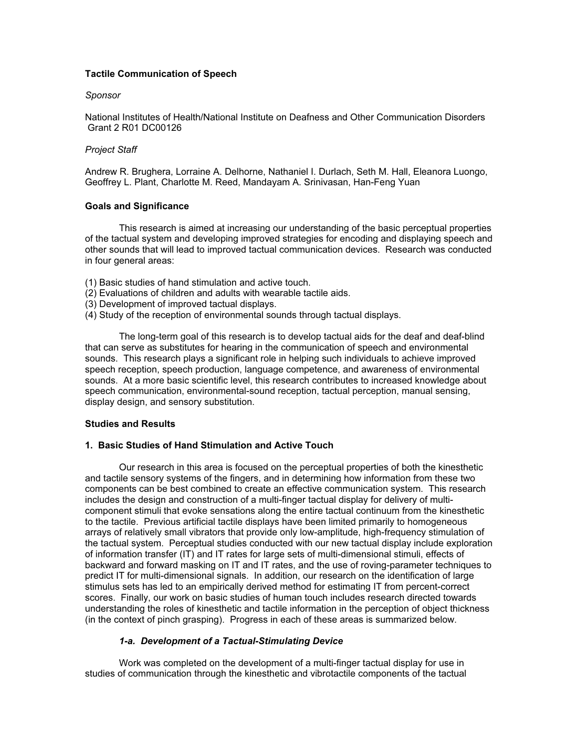## Tactile Communication of Speech

*Sponsor*

National Institutes of Health/National Institute on Deafness and Other Communication Disorders Grant 2 R01 DC00126

*Project Staff*

Andrew R. Brughera, Lorraine A. Delhorne, Nathaniel I. Durlach, Seth M. Hall, Eleanora Luongo, Geoffrey L. Plant, Charlotte M. Reed, Mandayam A. Srinivasan, Han-Feng Yuan

### Goals and Significance

This research is aimed at increasing our understanding of the basic perceptual properties of the tactual system and developing improved strategies for encoding and displaying speech and other sounds that will lead to improved tactual communication devices. Research was conducted in four general areas:

(1) Basic studies of hand stimulation and active touch.
(2) Evaluations of children and adults with wearable tactile aids.
(3) Development of improved tactual displays.
(4) Study of the reception of environmental sounds through tactual displays.

The long-term goal of this research is to develop tactual aids for the deaf and deaf-blind that can serve as substitutes for hearing in the communication of speech and environmental sounds. This research plays a significant role in helping such individuals to achieve improved speech reception, speech production, language competence, and awareness of environmental sounds. At a more basic scientific level, this research contributes to increased knowledge about speech communication, environmental-sound reception, tactual perception, manual sensing, display design, and sensory substitution.

### Studies and Results

### 1. Basic Studies of Hand Stimulation and Active Touch

Our research in this area is focused on the perceptual properties of both the kinesthetic and tactile sensory systems of the fingers, and in determining how information from these two components can be best combined to create an effective communication system. This research includes the design and construction of a multi-finger tactual display for delivery of multi-component stimuli that evoke sensations along the entire tactual continuum from the kinesthetic to the tactile. Previous artificial tactile displays have been limited primarily to homogeneous arrays of relatively small vibrators that provide only low-amplitude, high-frequency stimulation of the tactual system. Perceptual studies conducted with our new tactual display include exploration of information transfer (IT) and IT rates for large sets of multi-dimensional stimuli, effects of backward and forward masking on IT and IT rates, and the use of roving-parameter techniques to predict IT for multi-dimensional signals. In addition, our research on the identification of large stimulus sets has led to an empirically derived method for estimating IT from percent-correct scores. Finally, our work on basic studies of human touch includes research directed towards understanding the roles of kinesthetic and tactile information in the perception of object thickness (in the context of pinch grasping). Progress in each of these areas is summarized below.

#### *1-a. Development of a Tactual-Stimulating Device*

Work was completed on the development of a multi-finger tactual display for use in studies of communication through the kinesthetic and vibrotactile components of the tactual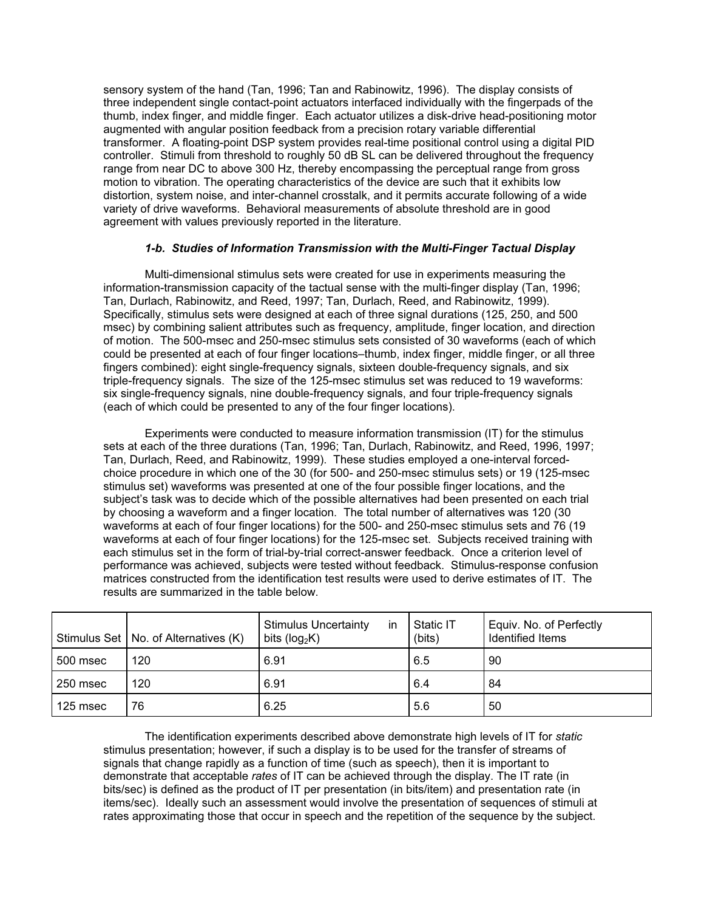sensory system of the hand (Tan, 1996; Tan and Rabinowitz, 1996). The display consists of three independent single contact-point actuators interfaced individually with the fingerpads of the thumb, index finger, and middle finger. Each actuator utilizes a disk-drive head-positioning motor augmented with angular position feedback from a precision rotary variable differential transformer. A floating-point DSP system provides real-time positional control using a digital PID controller. Stimuli from threshold to roughly 50 dB SL can be delivered throughout the frequency range from near DC to above 300 Hz, thereby encompassing the perceptual range from gross motion to vibration. The operating characteristics of the device are such that it exhibits low distortion, system noise, and inter-channel crosstalk, and it permits accurate following of a wide variety of drive waveforms. Behavioral measurements of absolute threshold are in good agreement with values previously reported in the literature.

### *1-b. Studies of Information Transmission with the Multi-Finger Tactual Display*

Multi-dimensional stimulus sets were created for use in experiments measuring the information-transmission capacity of the tactual sense with the multi-finger display (Tan, 1996; Tan, Durlach, Rabinowitz, and Reed, 1997; Tan, Durlach, Reed, and Rabinowitz, 1999). Specifically, stimulus sets were designed at each of three signal durations (125, 250, and 500 msec) by combining salient attributes such as frequency, amplitude, finger location, and direction of motion. The 500-msec and 250-msec stimulus sets consisted of 30 waveforms (each of which could be presented at each of four finger locations–thumb, index finger, middle finger, or all three fingers combined): eight single-frequency signals, sixteen double-frequency signals, and six triple-frequency signals. The size of the 125-msec stimulus set was reduced to 19 waveforms: six single-frequency signals, nine double-frequency signals, and four triple-frequency signals (each of which could be presented to any of the four finger locations).

Experiments were conducted to measure information transmission (IT) for the stimulus sets at each of the three durations (Tan, 1996; Tan, Durlach, Rabinowitz, and Reed, 1996, 1997; Tan, Durlach, Reed, and Rabinowitz, 1999). These studies employed a one-interval forced-choice procedure in which one of the 30 (for 500- and 250-msec stimulus sets) or 19 (125-msec stimulus set) waveforms was presented at one of the four possible finger locations, and the subject's task was to decide which of the possible alternatives had been presented on each trial by choosing a waveform and a finger location. The total number of alternatives was 120 (30 waveforms at each of four finger locations) for the 500- and 250-msec stimulus sets and 76 (19 waveforms at each of four finger locations) for the 125-msec set. Subjects received training with each stimulus set in the form of trial-by-trial correct-answer feedback. Once a criterion level of performance was achieved, subjects were tested without feedback. Stimulus-response confusion matrices constructed from the identification test results were used to derive estimates of IT. The results are summarized in the table below.

| Stimulus Set | No. of Alternatives (K) | Stimulus Uncertainty in bits ($\log_2 K$) | Static IT (bits) | Equiv. No. of Perfectly Identified Items |
|---|---|---|---|---|
| 500 msec | 120 | 6.91 | 6.5 | 90 |
| 250 msec | 120 | 6.91 | 6.4 | 84 |
| 125 msec | 76 | 6.25 | 5.6 | 50 |

The identification experiments described above demonstrate high levels of IT for *static* stimulus presentation; however, if such a display is to be used for the transfer of streams of signals that change rapidly as a function of time (such as speech), then it is important to demonstrate that acceptable *rates* of IT can be achieved through the display. The IT rate (in bits/sec) is defined as the product of IT per presentation (in bits/item) and presentation rate (in items/sec). Ideally such an assessment would involve the presentation of sequences of stimuli at rates approximating those that occur in speech and the repetition of the sequence by the subject.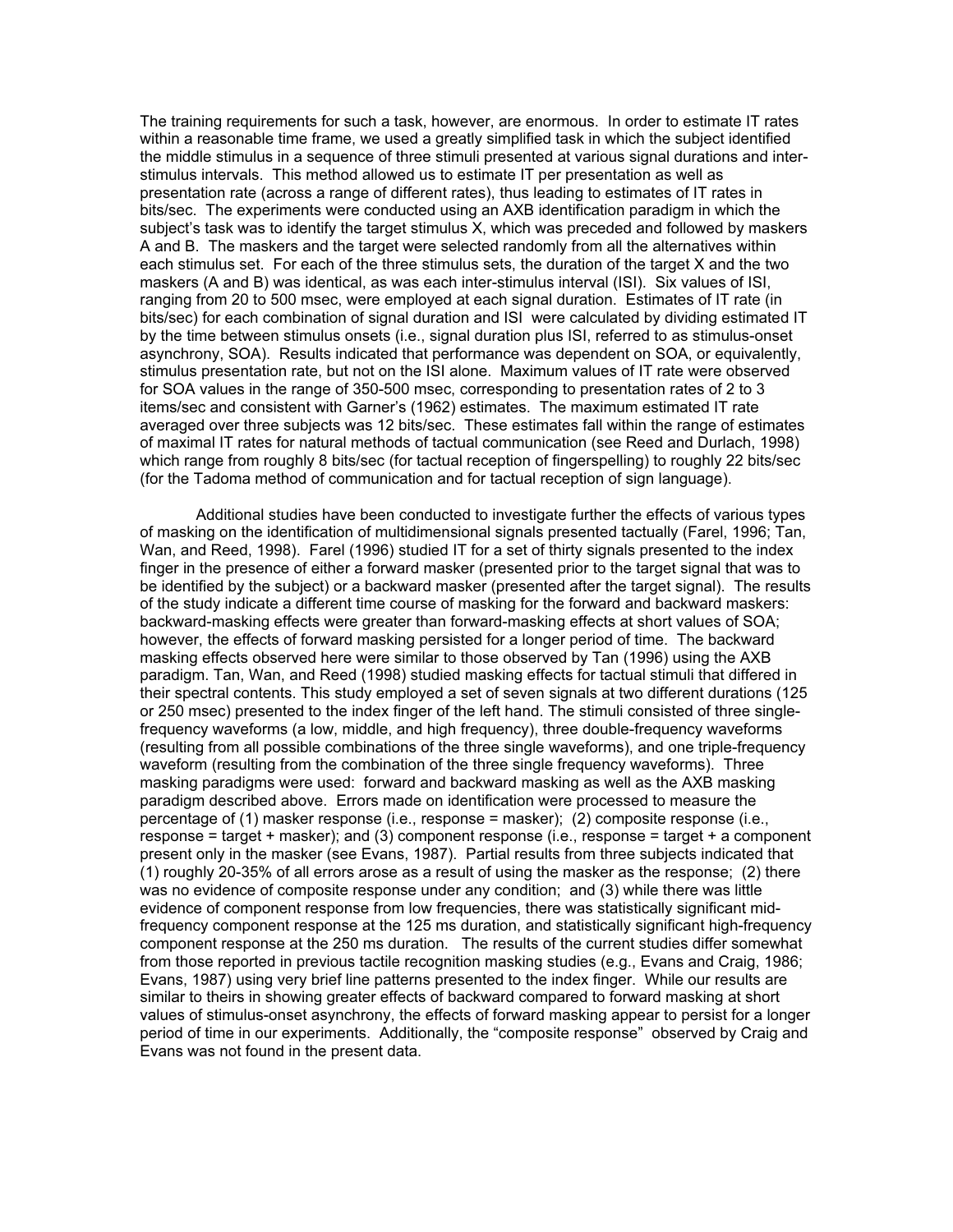The training requirements for such a task, however, are enormous. In order to estimate IT rates within a reasonable time frame, we used a greatly simplified task in which the subject identified the middle stimulus in a sequence of three stimuli presented at various signal durations and inter-stimulus intervals. This method allowed us to estimate IT per presentation as well as presentation rate (across a range of different rates), thus leading to estimates of IT rates in bits/sec. The experiments were conducted using an AXB identification paradigm in which the subject's task was to identify the target stimulus X, which was preceded and followed by maskers A and B. The maskers and the target were selected randomly from all the alternatives within each stimulus set. For each of the three stimulus sets, the duration of the target X and the two maskers (A and B) was identical, as was each inter-stimulus interval (ISI). Six values of ISI, ranging from 20 to 500 msec, were employed at each signal duration. Estimates of IT rate (in bits/sec) for each combination of signal duration and ISI were calculated by dividing estimated IT by the time between stimulus onsets (i.e., signal duration plus ISI, referred to as stimulus-onset asynchrony, SOA). Results indicated that performance was dependent on SOA, or equivalently, stimulus presentation rate, but not on the ISI alone. Maximum values of IT rate were observed for SOA values in the range of 350-500 msec, corresponding to presentation rates of 2 to 3 items/sec and consistent with Garner's (1962) estimates. The maximum estimated IT rate averaged over three subjects was 12 bits/sec. These estimates fall within the range of estimates of maximal IT rates for natural methods of tactual communication (see Reed and Durlach, 1998) which range from roughly 8 bits/sec (for tactual reception of fingerspelling) to roughly 22 bits/sec (for the Tadoma method of communication and for tactual reception of sign language).

Additional studies have been conducted to investigate further the effects of various types of masking on the identification of multidimensional signals presented tactually (Farel, 1996; Tan, Wan, and Reed, 1998). Farel (1996) studied IT for a set of thirty signals presented to the index finger in the presence of either a forward masker (presented prior to the target signal that was to be identified by the subject) or a backward masker (presented after the target signal). The results of the study indicate a different time course of masking for the forward and backward maskers: backward-masking effects were greater than forward-masking effects at short values of SOA; however, the effects of forward masking persisted for a longer period of time. The backward masking effects observed here were similar to those observed by Tan (1996) using the AXB paradigm. Tan, Wan, and Reed (1998) studied masking effects for tactual stimuli that differed in their spectral contents. This study employed a set of seven signals at two different durations (125 or 250 msec) presented to the index finger of the left hand. The stimuli consisted of three single-frequency waveforms (a low, middle, and high frequency), three double-frequency waveforms (resulting from all possible combinations of the three single waveforms), and one triple-frequency waveform (resulting from the combination of the three single frequency waveforms). Three masking paradigms were used: forward and backward masking as well as the AXB masking paradigm described above. Errors made on identification were processed to measure the percentage of (1) masker response (i.e., response = masker); (2) composite response (i.e., response = target + masker); and (3) component response (i.e., response = target + a component present only in the masker (see Evans, 1987). Partial results from three subjects indicated that (1) roughly 20-35% of all errors arose as a result of using the masker as the response; (2) there was no evidence of composite response under any condition; and (3) while there was little evidence of component response from low frequencies, there was statistically significant mid-frequency component response at the 125 ms duration, and statistically significant high-frequency component response at the 250 ms duration. The results of the current studies differ somewhat from those reported in previous tactile recognition masking studies (e.g., Evans and Craig, 1986; Evans, 1987) using very brief line patterns presented to the index finger. While our results are similar to theirs in showing greater effects of backward compared to forward masking at short values of stimulus-onset asynchrony, the effects of forward masking appear to persist for a longer period of time in our experiments. Additionally, the "composite response" observed by Craig and Evans was not found in the present data.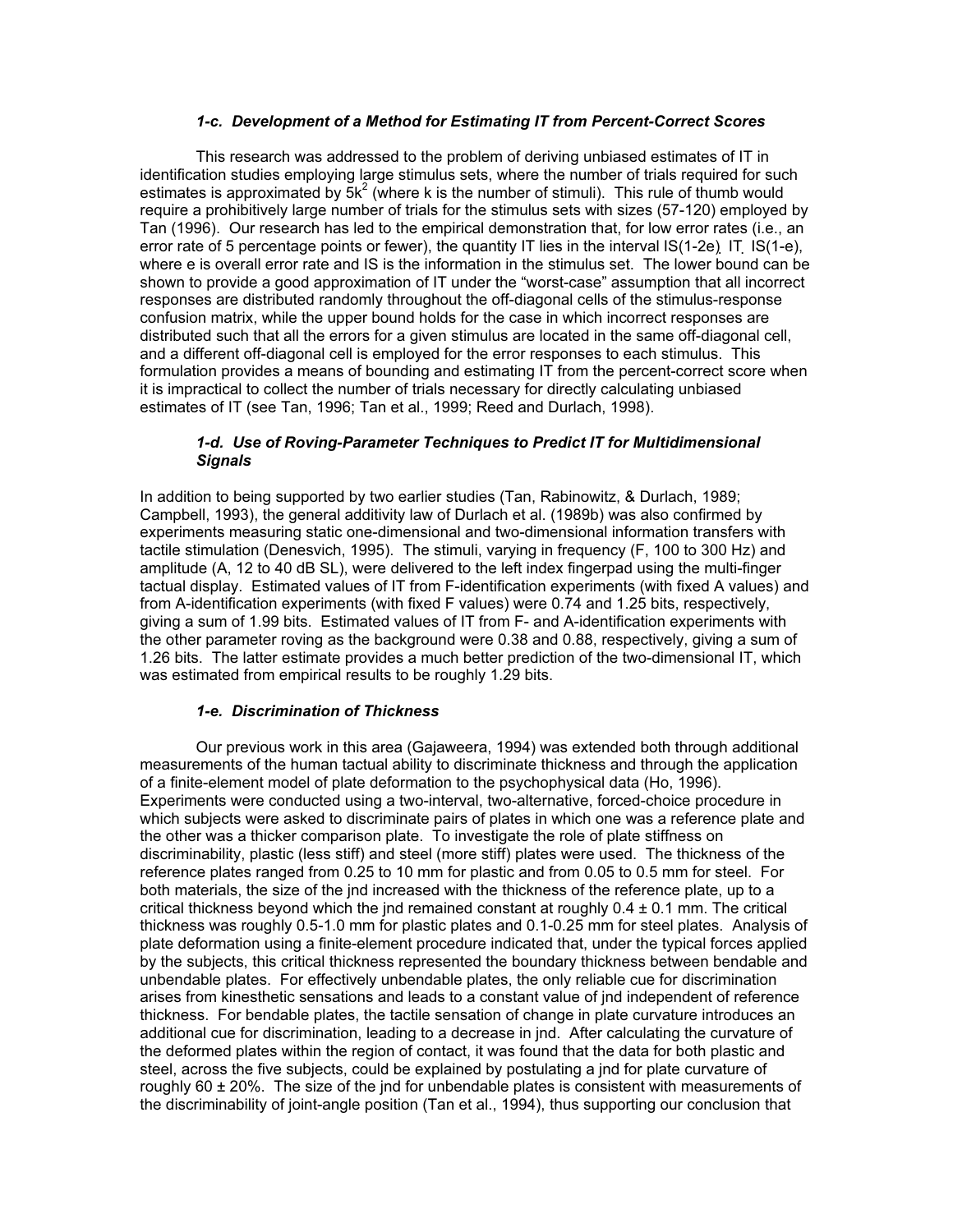### *1-c. Development of a Method for Estimating IT from Percent-Correct Scores*

This research was addressed to the problem of deriving unbiased estimates of IT in identification studies employing large stimulus sets, where the number of trials required for such estimates is approximated by $5k^2$ (where k is the number of stimuli). This rule of thumb would require a prohibitively large number of trials for the stimulus sets with sizes (57-120) employed by Tan (1996). Our research has led to the empirical demonstration that, for low error rates (i.e., an error rate of 5 percentage points or fewer), the quantity IT lies in the interval IS(1-2e) $\leq$ IT $\leq$ IS(1-e), where e is overall error rate and IS is the information in the stimulus set. The lower bound can be shown to provide a good approximation of IT under the "worst-case" assumption that all incorrect responses are distributed randomly throughout the off-diagonal cells of the stimulus-response confusion matrix, while the upper bound holds for the case in which incorrect responses are distributed such that all the errors for a given stimulus are located in the same off-diagonal cell, and a different off-diagonal cell is employed for the error responses to each stimulus. This formulation provides a means of bounding and estimating IT from the percent-correct score when it is impractical to collect the number of trials necessary for directly calculating unbiased estimates of IT (see Tan, 1996; Tan et al., 1999; Reed and Durlach, 1998).

### *1-d. Use of Roving-Parameter Techniques to Predict IT for Multidimensional Signals*

In addition to being supported by two earlier studies (Tan, Rabinowitz, & Durlach, 1989; Campbell, 1993), the general additivity law of Durlach et al. (1989b) was also confirmed by experiments measuring static one-dimensional and two-dimensional information transfers with tactile stimulation (Denesvich, 1995). The stimuli, varying in frequency (F, 100 to 300 Hz) and amplitude (A, 12 to 40 dB SL), were delivered to the left index fingerpad using the multi-finger tactual display. Estimated values of IT from F-identification experiments (with fixed A values) and from A-identification experiments (with fixed F values) were 0.74 and 1.25 bits, respectively, giving a sum of 1.99 bits. Estimated values of IT from F- and A-identification experiments with the other parameter roving as the background were 0.38 and 0.88, respectively, giving a sum of 1.26 bits. The latter estimate provides a much better prediction of the two-dimensional IT, which was estimated from empirical results to be roughly 1.29 bits.

### *1-e. Discrimination of Thickness*

Our previous work in this area (Gajaweera, 1994) was extended both through additional measurements of the human tactual ability to discriminate thickness and through the application of a finite-element model of plate deformation to the psychophysical data (Ho, 1996). Experiments were conducted using a two-interval, two-alternative, forced-choice procedure in which subjects were asked to discriminate pairs of plates in which one was a reference plate and the other was a thicker comparison plate. To investigate the role of plate stiffness on discriminability, plastic (less stiff) and steel (more stiff) plates were used. The thickness of the reference plates ranged from 0.25 to 10 mm for plastic and from 0.05 to 0.5 mm for steel. For both materials, the size of the jnd increased with the thickness of the reference plate, up to a critical thickness beyond which the jnd remained constant at roughly 0.4 ± 0.1 mm. The critical thickness was roughly 0.5-1.0 mm for plastic plates and 0.1-0.25 mm for steel plates. Analysis of plate deformation using a finite-element procedure indicated that, under the typical forces applied by the subjects, this critical thickness represented the boundary thickness between bendable and unbendable plates. For effectively unbendable plates, the only reliable cue for discrimination arises from kinesthetic sensations and leads to a constant value of jnd independent of reference thickness. For bendable plates, the tactile sensation of change in plate curvature introduces an additional cue for discrimination, leading to a decrease in jnd. After calculating the curvature of the deformed plates within the region of contact, it was found that the data for both plastic and steel, across the five subjects, could be explained by postulating a jnd for plate curvature of roughly 60 ± 20%. The size of the jnd for unbendable plates is consistent with measurements of the discriminability of joint-angle position (Tan et al., 1994), thus supporting our conclusion that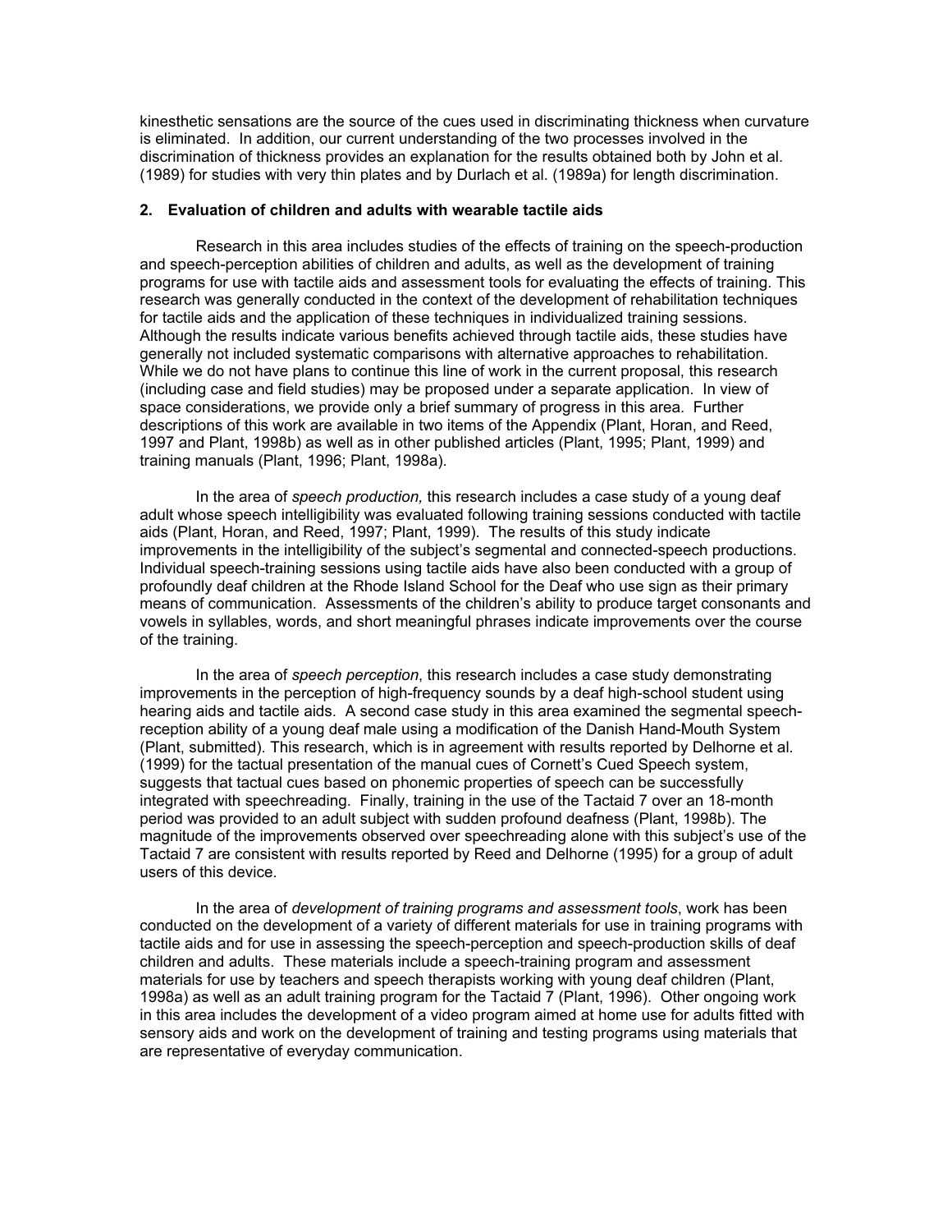kinesthetic sensations are the source of the cues used in discriminating thickness when curvature is eliminated. In addition, our current understanding of the two processes involved in the discrimination of thickness provides an explanation for the results obtained both by John et al. (1989) for studies with very thin plates and by Durlach et al. (1989a) for length discrimination.

## 2. Evaluation of children and adults with wearable tactile aids

Research in this area includes studies of the effects of training on the speech-production and speech-perception abilities of children and adults, as well as the development of training programs for use with tactile aids and assessment tools for evaluating the effects of training. This research was generally conducted in the context of the development of rehabilitation techniques for tactile aids and the application of these techniques in individualized training sessions. Although the results indicate various benefits achieved through tactile aids, these studies have generally not included systematic comparisons with alternative approaches to rehabilitation. While we do not have plans to continue this line of work in the current proposal, this research (including case and field studies) may be proposed under a separate application. In view of space considerations, we provide only a brief summary of progress in this area. Further descriptions of this work are available in two items of the Appendix (Plant, Horan, and Reed, 1997 and Plant, 1998b) as well as in other published articles (Plant, 1995; Plant, 1999) and training manuals (Plant, 1996; Plant, 1998a).

In the area of *speech production,* this research includes a case study of a young deaf adult whose speech intelligibility was evaluated following training sessions conducted with tactile aids (Plant, Horan, and Reed, 1997; Plant, 1999). The results of this study indicate improvements in the intelligibility of the subject's segmental and connected-speech productions. Individual speech-training sessions using tactile aids have also been conducted with a group of profoundly deaf children at the Rhode Island School for the Deaf who use sign as their primary means of communication. Assessments of the children's ability to produce target consonants and vowels in syllables, words, and short meaningful phrases indicate improvements over the course of the training.

In the area of *speech perception*, this research includes a case study demonstrating improvements in the perception of high-frequency sounds by a deaf high-school student using hearing aids and tactile aids. A second case study in this area examined the segmental speech-reception ability of a young deaf male using a modification of the Danish Hand-Mouth System (Plant, submitted). This research, which is in agreement with results reported by Delhorne et al. (1999) for the tactual presentation of the manual cues of Cornett's Cued Speech system, suggests that tactual cues based on phonemic properties of speech can be successfully integrated with speechreading. Finally, training in the use of the Tactaid 7 over an 18-month period was provided to an adult subject with sudden profound deafness (Plant, 1998b). The magnitude of the improvements observed over speechreading alone with this subject's use of the Tactaid 7 are consistent with results reported by Reed and Delhorne (1995) for a group of adult users of this device.

In the area of *development of training programs and assessment tools*, work has been conducted on the development of a variety of different materials for use in training programs with tactile aids and for use in assessing the speech-perception and speech-production skills of deaf children and adults. These materials include a speech-training program and assessment materials for use by teachers and speech therapists working with young deaf children (Plant, 1998a) as well as an adult training program for the Tactaid 7 (Plant, 1996). Other ongoing work in this area includes the development of a video program aimed at home use for adults fitted with sensory aids and work on the development of training and testing programs using materials that are representative of everyday communication.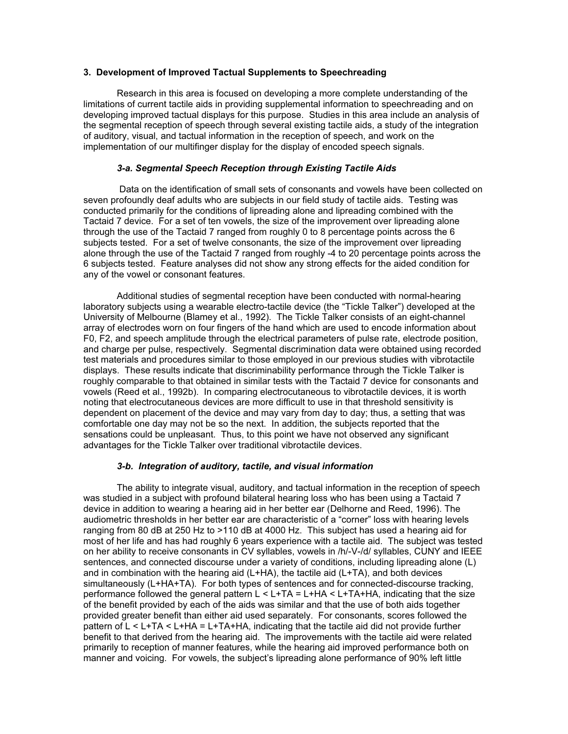### 3. Development of Improved Tactual Supplements to Speechreading

Research in this area is focused on developing a more complete understanding of the limitations of current tactile aids in providing supplemental information to speechreading and on developing improved tactual displays for this purpose. Studies in this area include an analysis of the segmental reception of speech through several existing tactile aids, a study of the integration of auditory, visual, and tactual information in the reception of speech, and work on the implementation of our multifinger display for the display of encoded speech signals.

#### *3-a. Segmental Speech Reception through Existing Tactile Aids*

Data on the identification of small sets of consonants and vowels have been collected on seven profoundly deaf adults who are subjects in our field study of tactile aids. Testing was conducted primarily for the conditions of lipreading alone and lipreading combined with the Tactaid 7 device. For a set of ten vowels, the size of the improvement over lipreading alone through the use of the Tactaid 7 ranged from roughly 0 to 8 percentage points across the 6 subjects tested. For a set of twelve consonants, the size of the improvement over lipreading alone through the use of the Tactaid 7 ranged from roughly -4 to 20 percentage points across the 6 subjects tested. Feature analyses did not show any strong effects for the aided condition for any of the vowel or consonant features.

Additional studies of segmental reception have been conducted with normal-hearing laboratory subjects using a wearable electro-tactile device (the "Tickle Talker") developed at the University of Melbourne (Blamey et al., 1992). The Tickle Talker consists of an eight-channel array of electrodes worn on four fingers of the hand which are used to encode information about F0, F2, and speech amplitude through the electrical parameters of pulse rate, electrode position, and charge per pulse, respectively. Segmental discrimination data were obtained using recorded test materials and procedures similar to those employed in our previous studies with vibrotactile displays. These results indicate that discriminability performance through the Tickle Talker is roughly comparable to that obtained in similar tests with the Tactaid 7 device for consonants and vowels (Reed et al., 1992b). In comparing electrocutaneous to vibrotactile devices, it is worth noting that electrocutaneous devices are more difficult to use in that threshold sensitivity is dependent on placement of the device and may vary from day to day; thus, a setting that was comfortable one day may not be so the next. In addition, the subjects reported that the sensations could be unpleasant. Thus, to this point we have not observed any significant advantages for the Tickle Talker over traditional vibrotactile devices.

#### *3-b. Integration of auditory, tactile, and visual information*

The ability to integrate visual, auditory, and tactual information in the reception of speech was studied in a subject with profound bilateral hearing loss who has been using a Tactaid 7 device in addition to wearing a hearing aid in her better ear (Delhorne and Reed, 1996). The audiometric thresholds in her better ear are characteristic of a "corner" loss with hearing levels ranging from 80 dB at 250 Hz to >110 dB at 4000 Hz. This subject has used a hearing aid for most of her life and has had roughly 6 years experience with a tactile aid. The subject was tested on her ability to receive consonants in CV syllables, vowels in /h/-V-/d/ syllables, CUNY and IEEE sentences, and connected discourse under a variety of conditions, including lipreading alone (L) and in combination with the hearing aid (L+HA), the tactile aid (L+TA), and both devices simultaneously (L+HA+TA). For both types of sentences and for connected-discourse tracking, performance followed the general pattern L < L+TA = L+HA < L+TA+HA, indicating that the size of the benefit provided by each of the aids was similar and that the use of both aids together provided greater benefit than either aid used separately. For consonants, scores followed the pattern of L < L+TA < L+HA = L+TA+HA, indicating that the tactile aid did not provide further benefit to that derived from the hearing aid. The improvements with the tactile aid were related primarily to reception of manner features, while the hearing aid improved performance both on manner and voicing. For vowels, the subject's lipreading alone performance of 90% left little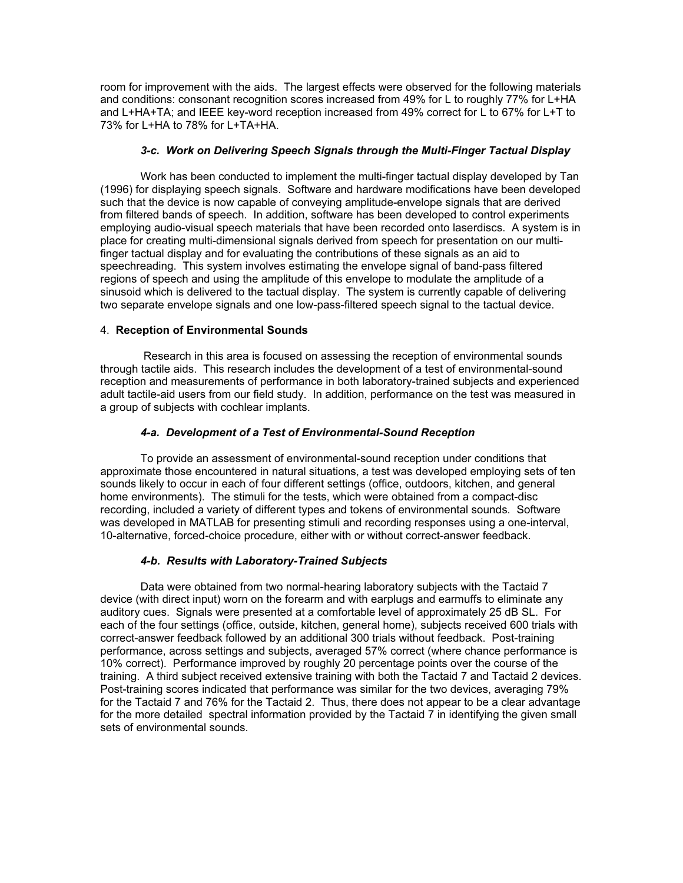room for improvement with the aids. The largest effects were observed for the following materials and conditions: consonant recognition scores increased from 49% for L to roughly 77% for L+HA and L+HA+TA; and IEEE key-word reception increased from 49% correct for L to 67% for L+T to 73% for L+HA to 78% for L+TA+HA.

### *3-c. Work on Delivering Speech Signals through the Multi-Finger Tactual Display*

Work has been conducted to implement the multi-finger tactual display developed by Tan (1996) for displaying speech signals. Software and hardware modifications have been developed such that the device is now capable of conveying amplitude-envelope signals that are derived from filtered bands of speech. In addition, software has been developed to control experiments employing audio-visual speech materials that have been recorded onto laserdiscs. A system is in place for creating multi-dimensional signals derived from speech for presentation on our multi-finger tactual display and for evaluating the contributions of these signals as an aid to speechreading. This system involves estimating the envelope signal of band-pass filtered regions of speech and using the amplitude of this envelope to modulate the amplitude of a sinusoid which is delivered to the tactual display. The system is currently capable of delivering two separate envelope signals and one low-pass-filtered speech signal to the tactual device.

## 4. **Reception of Environmental Sounds**

Research in this area is focused on assessing the reception of environmental sounds through tactile aids. This research includes the development of a test of environmental-sound reception and measurements of performance in both laboratory-trained subjects and experienced adult tactile-aid users from our field study. In addition, performance on the test was measured in a group of subjects with cochlear implants.

### *4-a. Development of a Test of Environmental-Sound Reception*

To provide an assessment of environmental-sound reception under conditions that approximate those encountered in natural situations, a test was developed employing sets of ten sounds likely to occur in each of four different settings (office, outdoors, kitchen, and general home environments). The stimuli for the tests, which were obtained from a compact-disc recording, included a variety of different types and tokens of environmental sounds. Software was developed in MATLAB for presenting stimuli and recording responses using a one-interval, 10-alternative, forced-choice procedure, either with or without correct-answer feedback.

### *4-b. Results with Laboratory-Trained Subjects*

Data were obtained from two normal-hearing laboratory subjects with the Tactaid 7 device (with direct input) worn on the forearm and with earplugs and earmuffs to eliminate any auditory cues. Signals were presented at a comfortable level of approximately 25 dB SL. For each of the four settings (office, outside, kitchen, general home), subjects received 600 trials with correct-answer feedback followed by an additional 300 trials without feedback. Post-training performance, across settings and subjects, averaged 57% correct (where chance performance is 10% correct). Performance improved by roughly 20 percentage points over the course of the training. A third subject received extensive training with both the Tactaid 7 and Tactaid 2 devices. Post-training scores indicated that performance was similar for the two devices, averaging 79% for the Tactaid 7 and 76% for the Tactaid 2. Thus, there does not appear to be a clear advantage for the more detailed spectral information provided by the Tactaid 7 in identifying the given small sets of environmental sounds.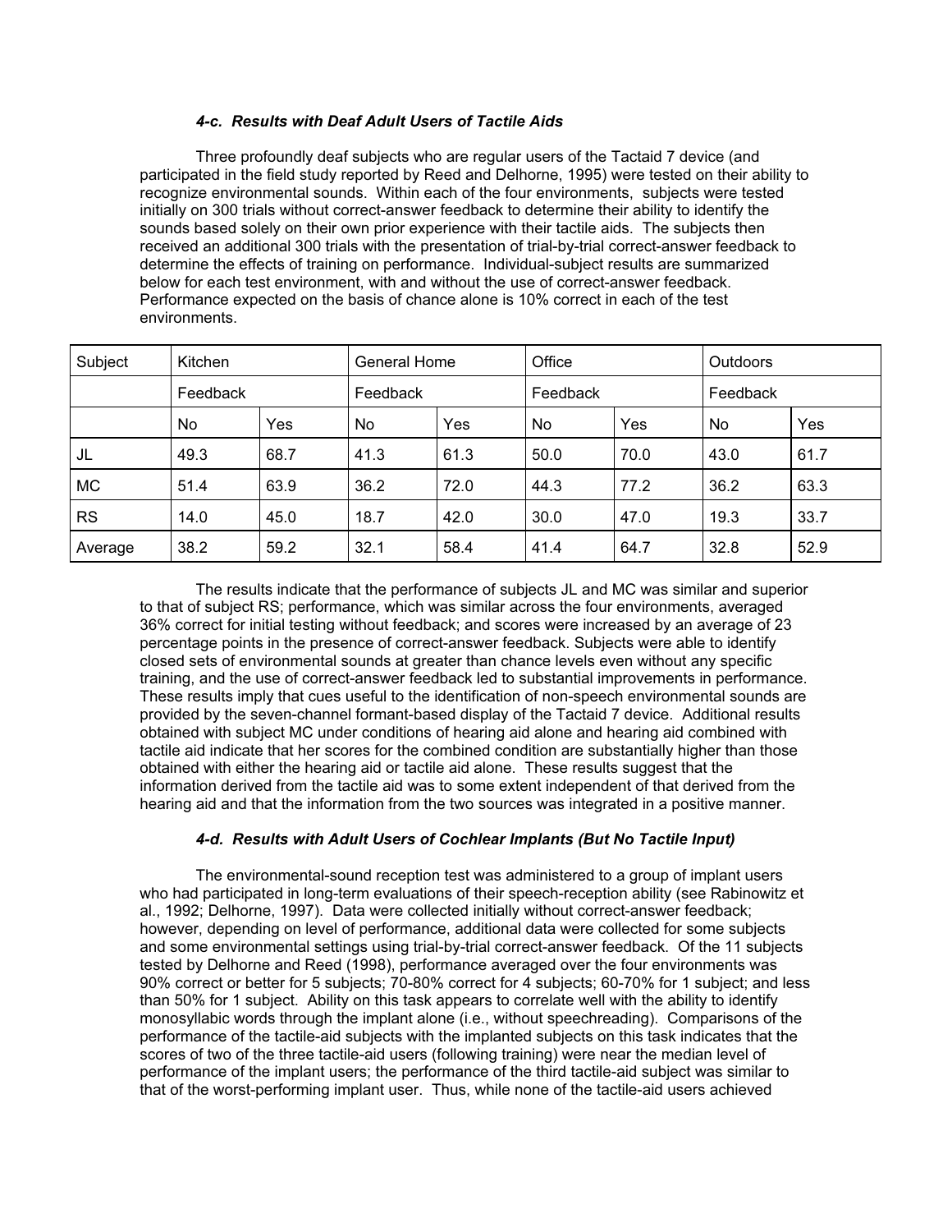#### *4-c. Results with Deaf Adult Users of Tactile Aids*

Three profoundly deaf subjects who are regular users of the Tactaid 7 device (and participated in the field study reported by Reed and Delhorne, 1995) were tested on their ability to recognize environmental sounds. Within each of the four environments, subjects were tested initially on 300 trials without correct-answer feedback to determine their ability to identify the sounds based solely on their own prior experience with their tactile aids. The subjects then received an additional 300 trials with the presentation of trial-by-trial correct-answer feedback to determine the effects of training on performance. Individual-subject results are summarized below for each test environment, with and without the use of correct-answer feedback. Performance expected on the basis of chance alone is 10% correct in each of the test environments.

| Subject | Kitchen | | General Home | | Office | | Outdoors | |
|---|---|---|---|---|---|---|---|---|
| | Feedback | | Feedback | | Feedback | | Feedback | |
| | No | Yes | No | Yes | No | Yes | No | Yes |
| JL | 49.3 | 68.7 | 41.3 | 61.3 | 50.0 | 70.0 | 43.0 | 61.7 |
| MC | 51.4 | 63.9 | 36.2 | 72.0 | 44.3 | 77.2 | 36.2 | 63.3 |
| RS | 14.0 | 45.0 | 18.7 | 42.0 | 30.0 | 47.0 | 19.3 | 33.7 |
| Average | 38.2 | 59.2 | 32.1 | 58.4 | 41.4 | 64.7 | 32.8 | 52.9 |

The results indicate that the performance of subjects JL and MC was similar and superior to that of subject RS; performance, which was similar across the four environments, averaged 36% correct for initial testing without feedback; and scores were increased by an average of 23 percentage points in the presence of correct-answer feedback. Subjects were able to identify closed sets of environmental sounds at greater than chance levels even without any specific training, and the use of correct-answer feedback led to substantial improvements in performance. These results imply that cues useful to the identification of non-speech environmental sounds are provided by the seven-channel formant-based display of the Tactaid 7 device. Additional results obtained with subject MC under conditions of hearing aid alone and hearing aid combined with tactile aid indicate that her scores for the combined condition are substantially higher than those obtained with either the hearing aid or tactile aid alone. These results suggest that the information derived from the tactile aid was to some extent independent of that derived from the hearing aid and that the information from the two sources was integrated in a positive manner.

#### *4-d. Results with Adult Users of Cochlear Implants (But No Tactile Input)*

The environmental-sound reception test was administered to a group of implant users who had participated in long-term evaluations of their speech-reception ability (see Rabinowitz et al., 1992; Delhorne, 1997). Data were collected initially without correct-answer feedback; however, depending on level of performance, additional data were collected for some subjects and some environmental settings using trial-by-trial correct-answer feedback. Of the 11 subjects tested by Delhorne and Reed (1998), performance averaged over the four environments was 90% correct or better for 5 subjects; 70-80% correct for 4 subjects; 60-70% for 1 subject; and less than 50% for 1 subject. Ability on this task appears to correlate well with the ability to identify monosyllabic words through the implant alone (i.e., without speechreading). Comparisons of the performance of the tactile-aid subjects with the implanted subjects on this task indicates that the scores of two of the three tactile-aid users (following training) were near the median level of performance of the implant users; the performance of the third tactile-aid subject was similar to that of the worst-performing implant user. Thus, while none of the tactile-aid users achieved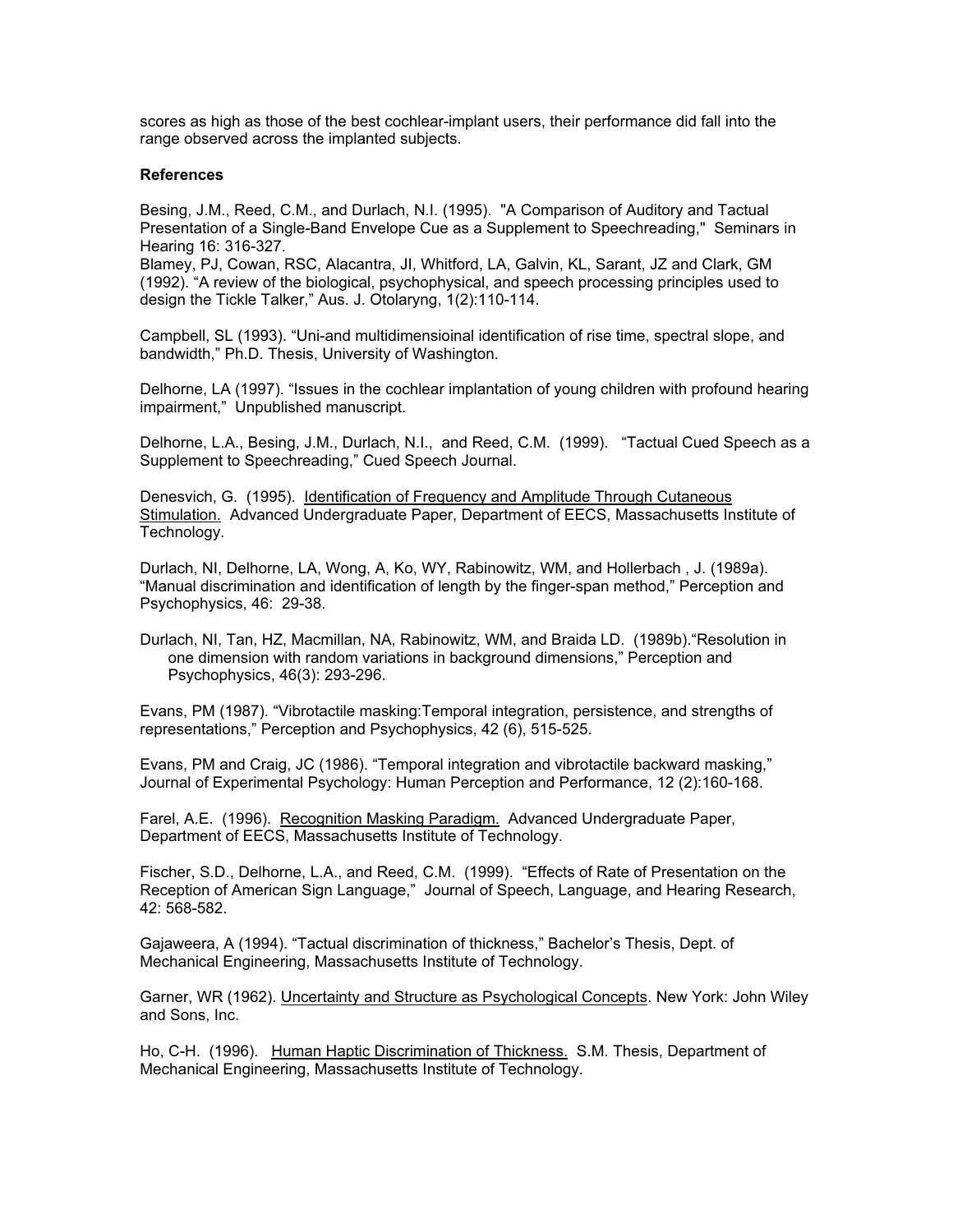scores as high as those of the best cochlear-implant users, their performance did fall into the range observed across the implanted subjects.

**References**

Besing, J.M., Reed, C.M., and Durlach, N.I. (1995). "A Comparison of Auditory and Tactual Presentation of a Single-Band Envelope Cue as a Supplement to Speechreading," Seminars in Hearing 16: 316-327.

Blamey, PJ, Cowan, RSC, Alacantra, JI, Whitford, LA, Galvin, KL, Sarant, JZ and Clark, GM (1992). "A review of the biological, psychophysical, and speech processing principles used to design the Tickle Talker," Aus. J. Otolaryng, 1(2):110-114.

Campbell, SL (1993). "Uni-and multidimensioinal identification of rise time, spectral slope, and bandwidth," Ph.D. Thesis, University of Washington.

Delhorne, LA (1997). "Issues in the cochlear implantation of young children with profound hearing impairment," Unpublished manuscript.

Delhorne, L.A., Besing, J.M., Durlach, N.I., and Reed, C.M. (1999). "Tactual Cued Speech as a Supplement to Speechreading," Cued Speech Journal.

Denesvich, G. (1995). <u>Identification of Frequency and Amplitude Through Cutaneous Stimulation.</u> Advanced Undergraduate Paper, Department of EECS, Massachusetts Institute of Technology.

Durlach, NI, Delhorne, LA, Wong, A, Ko, WY, Rabinowitz, WM, and Hollerbach , J. (1989a). "Manual discrimination and identification of length by the finger-span method," Perception and Psychophysics, 46: 29-38.

Durlach, NI, Tan, HZ, Macmillan, NA, Rabinowitz, WM, and Braida LD. (1989b)."Resolution in one dimension with random variations in background dimensions," Perception and Psychophysics, 46(3): 293-296.

Evans, PM (1987). "Vibrotactile masking:Temporal integration, persistence, and strengths of representations," Perception and Psychophysics, 42 (6), 515-525.

Evans, PM and Craig, JC (1986). "Temporal integration and vibrotactile backward masking," Journal of Experimental Psychology: Human Perception and Performance, 12 (2):160-168.

Farel, A.E. (1996). <u>Recognition Masking Paradigm.</u> Advanced Undergraduate Paper, Department of EECS, Massachusetts Institute of Technology.

Fischer, S.D., Delhorne, L.A., and Reed, C.M. (1999). "Effects of Rate of Presentation on the Reception of American Sign Language," Journal of Speech, Language, and Hearing Research, 42: 568-582.

Gajaweera, A (1994). "Tactual discrimination of thickness," Bachelor's Thesis, Dept. of Mechanical Engineering, Massachusetts Institute of Technology.

Garner, WR (1962). <u>Uncertainty and Structure as Psychological Concepts</u>. New York: John Wiley and Sons, Inc.

Ho, C-H. (1996). <u>Human Haptic Discrimination of Thickness.</u> S.M. Thesis, Department of Mechanical Engineering, Massachusetts Institute of Technology.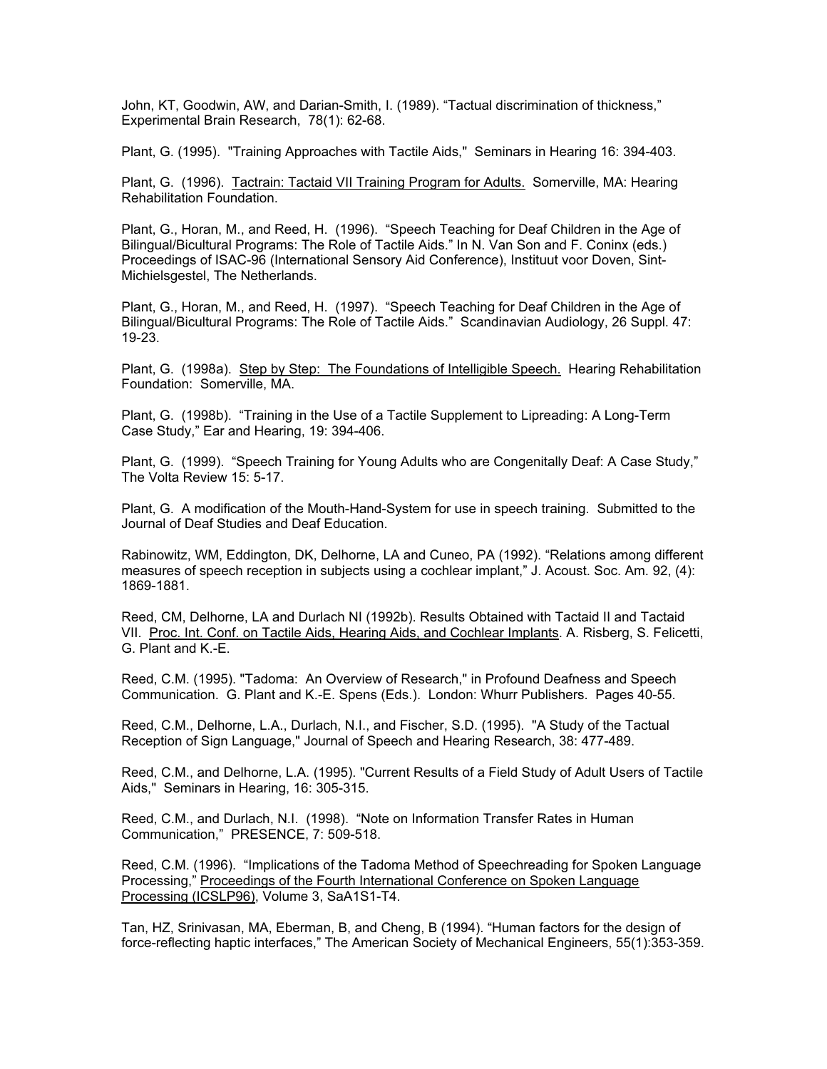John, KT, Goodwin, AW, and Darian-Smith, I. (1989). “Tactual discrimination of thickness,” Experimental Brain Research, 78(1): 62-68.

Plant, G. (1995). "Training Approaches with Tactile Aids," Seminars in Hearing 16: 394-403.

Plant, G. (1996). Tactrain: Tactaid VII Training Program for Adults. Somerville, MA: Hearing Rehabilitation Foundation.

Plant, G., Horan, M., and Reed, H. (1996). “Speech Teaching for Deaf Children in the Age of Bilingual/Bicultural Programs: The Role of Tactile Aids.” In N. Van Son and F. Coninx (eds.) Proceedings of ISAC-96 (International Sensory Aid Conference), Instituut voor Doven, Sint-Michielsgestel, The Netherlands.

Plant, G., Horan, M., and Reed, H. (1997). “Speech Teaching for Deaf Children in the Age of Bilingual/Bicultural Programs: The Role of Tactile Aids.” Scandinavian Audiology, 26 Suppl. 47: 19-23.

Plant, G. (1998a). Step by Step: The Foundations of Intelligible Speech. Hearing Rehabilitation Foundation: Somerville, MA.

Plant, G. (1998b). “Training in the Use of a Tactile Supplement to Lipreading: A Long-Term Case Study,” Ear and Hearing, 19: 394-406.

Plant, G. (1999). “Speech Training for Young Adults who are Congenitally Deaf: A Case Study,” The Volta Review 15: 5-17.

Plant, G. A modification of the Mouth-Hand-System for use in speech training. Submitted to the Journal of Deaf Studies and Deaf Education.

Rabinowitz, WM, Eddington, DK, Delhorne, LA and Cuneo, PA (1992). “Relations among different measures of speech reception in subjects using a cochlear implant,” J. Acoust. Soc. Am. 92, (4): 1869-1881.

Reed, CM, Delhorne, LA and Durlach NI (1992b). Results Obtained with Tactaid II and Tactaid VII. Proc. Int. Conf. on Tactile Aids, Hearing Aids, and Cochlear Implants. A. Risberg, S. Felicetti, G. Plant and K.-E.

Reed, C.M. (1995). "Tadoma: An Overview of Research," in Profound Deafness and Speech Communication. G. Plant and K.-E. Spens (Eds.). London: Whurr Publishers. Pages 40-55.

Reed, C.M., Delhorne, L.A., Durlach, N.I., and Fischer, S.D. (1995). "A Study of the Tactual Reception of Sign Language," Journal of Speech and Hearing Research, 38: 477-489.

Reed, C.M., and Delhorne, L.A. (1995). "Current Results of a Field Study of Adult Users of Tactile Aids," Seminars in Hearing, 16: 305-315.

Reed, C.M., and Durlach, N.I. (1998). “Note on Information Transfer Rates in Human Communication,” PRESENCE, 7: 509-518.

Reed, C.M. (1996). “Implications of the Tadoma Method of Speechreading for Spoken Language Processing,” Proceedings of the Fourth International Conference on Spoken Language Processing (ICSLP96), Volume 3, SaA1S1-T4.

Tan, HZ, Srinivasan, MA, Eberman, B, and Cheng, B (1994). “Human factors for the design of force-reflecting haptic interfaces,” The American Society of Mechanical Engineers, 55(1):353-359.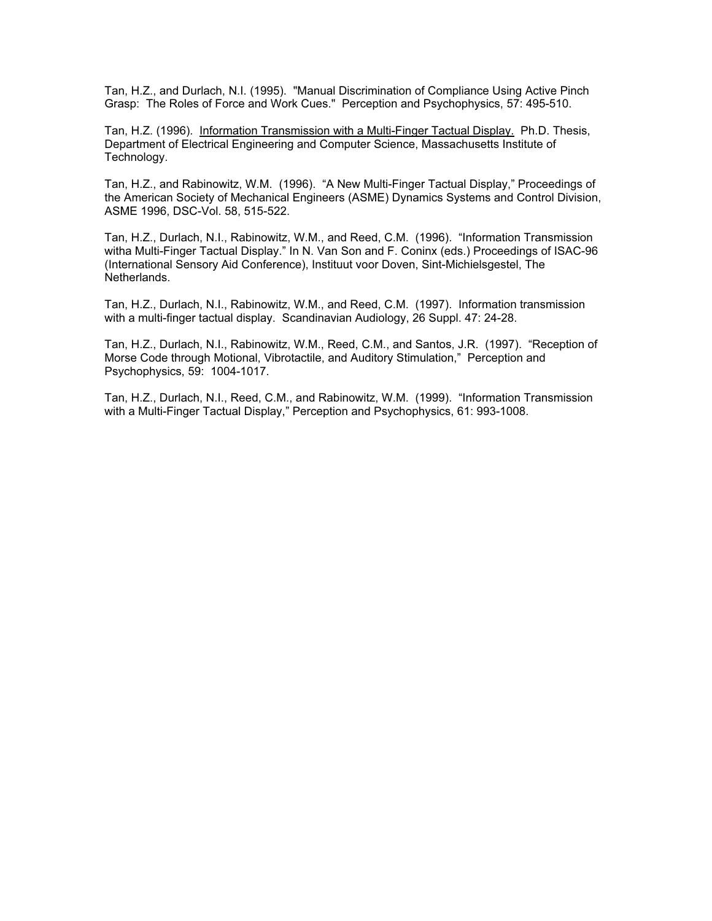Tan, H.Z., and Durlach, N.I. (1995). "Manual Discrimination of Compliance Using Active Pinch Grasp: The Roles of Force and Work Cues." Perception and Psychophysics, 57: 495-510.

Tan, H.Z. (1996). <u>Information Transmission with a Multi-Finger Tactual Display.</u> Ph.D. Thesis, Department of Electrical Engineering and Computer Science, Massachusetts Institute of Technology.

Tan, H.Z., and Rabinowitz, W.M. (1996). "A New Multi-Finger Tactual Display," Proceedings of the American Society of Mechanical Engineers (ASME) Dynamics Systems and Control Division, ASME 1996, DSC-Vol. 58, 515-522.

Tan, H.Z., Durlach, N.I., Rabinowitz, W.M., and Reed, C.M. (1996). "Information Transmission witha Multi-Finger Tactual Display." In N. Van Son and F. Coninx (eds.) Proceedings of ISAC-96 (International Sensory Aid Conference), Instituut voor Doven, Sint-Michielsgestel, The Netherlands.

Tan, H.Z., Durlach, N.I., Rabinowitz, W.M., and Reed, C.M. (1997). Information transmission with a multi-finger tactual display. Scandinavian Audiology, 26 Suppl. 47: 24-28.

Tan, H.Z., Durlach, N.I., Rabinowitz, W.M., Reed, C.M., and Santos, J.R. (1997). "Reception of Morse Code through Motional, Vibrotactile, and Auditory Stimulation," Perception and Psychophysics, 59: 1004-1017.

Tan, H.Z., Durlach, N.I., Reed, C.M., and Rabinowitz, W.M. (1999). "Information Transmission with a Multi-Finger Tactual Display," Perception and Psychophysics, 61: 993-1008.